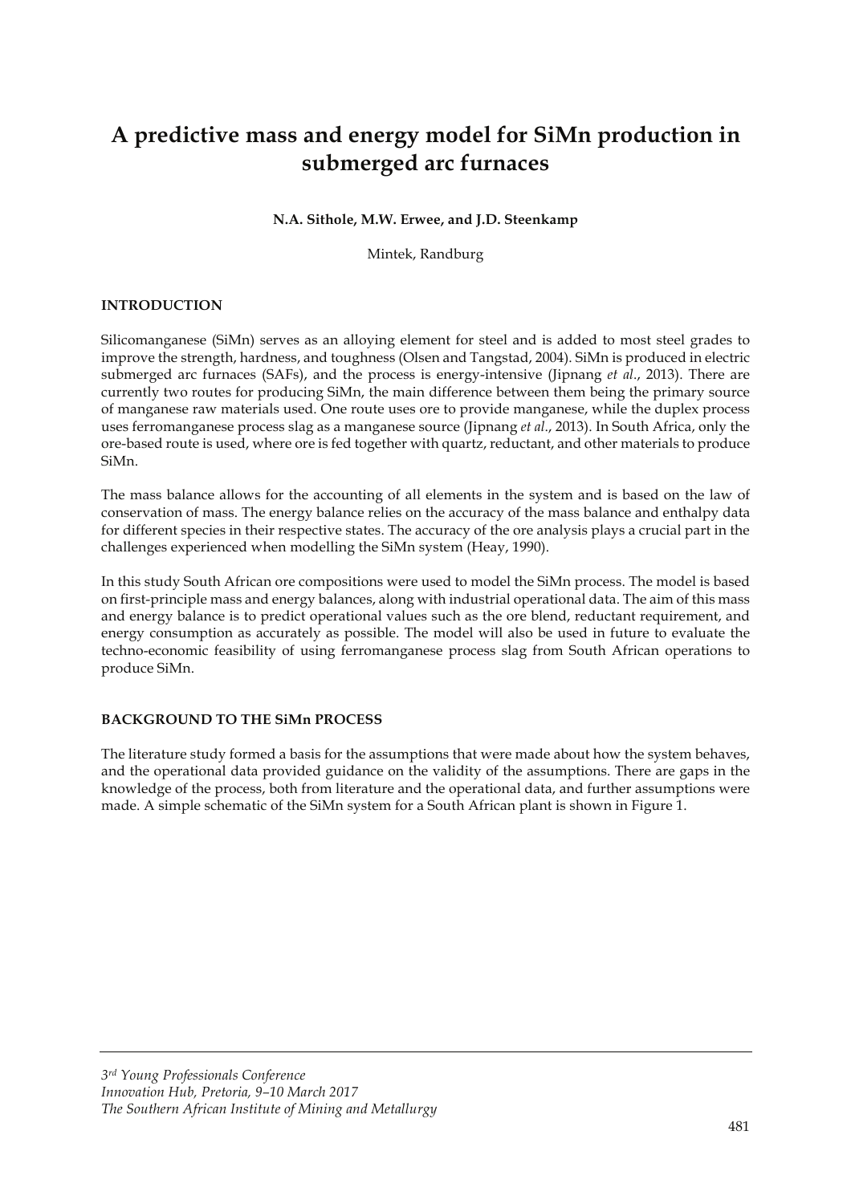# A predictive mass and energy model for SiMn production in submerged arc furnaces

**N.A. Sithole, M.W. Erwee, and J.D. Steenkamp**

Mintek, Randburg

## INTRODUCTION

Silicomanganese (SiMn) serves as an alloying element for steel and is added to most steel grades to improve the strength, hardness, and toughness (Olsen and Tangstad, 2004). SiMn is produced in electric submerged arc furnaces (SAFs), and the process is energy-intensive (Jipnang *et al*., 2013). There are currently two routes for producing SiMn, the main difference between them being the primary source of manganese raw materials used. One route uses ore to provide manganese, while the duplex process uses ferromanganese process slag as a manganese source (Jipnang *et al*., 2013). In South Africa, only the ore-based route is used, where ore is fed together with quartz, reductant, and other materials to produce SiMn.

The mass balance allows for the accounting of all elements in the system and is based on the law of conservation of mass. The energy balance relies on the accuracy of the mass balance and enthalpy data for different species in their respective states. The accuracy of the ore analysis plays a crucial part in the challenges experienced when modelling the SiMn system (Heay, 1990).

In this study South African ore compositions were used to model the SiMn process. The model is based on first-principle mass and energy balances, along with industrial operational data. The aim of this mass and energy balance is to predict operational values such as the ore blend, reductant requirement, and energy consumption as accurately as possible. The model will also be used in future to evaluate the techno-economic feasibility of using ferromanganese process slag from South African operations to produce SiMn.

## BACKGROUND TO THE SiMn PROCESS

The literature study formed a basis for the assumptions that were made about how the system behaves, and the operational data provided guidance on the validity of the assumptions. There are gaps in the knowledge of the process, both from literature and the operational data, and further assumptions were made. A simple schematic of the SiMn system for a South African plant is shown in Figure 1.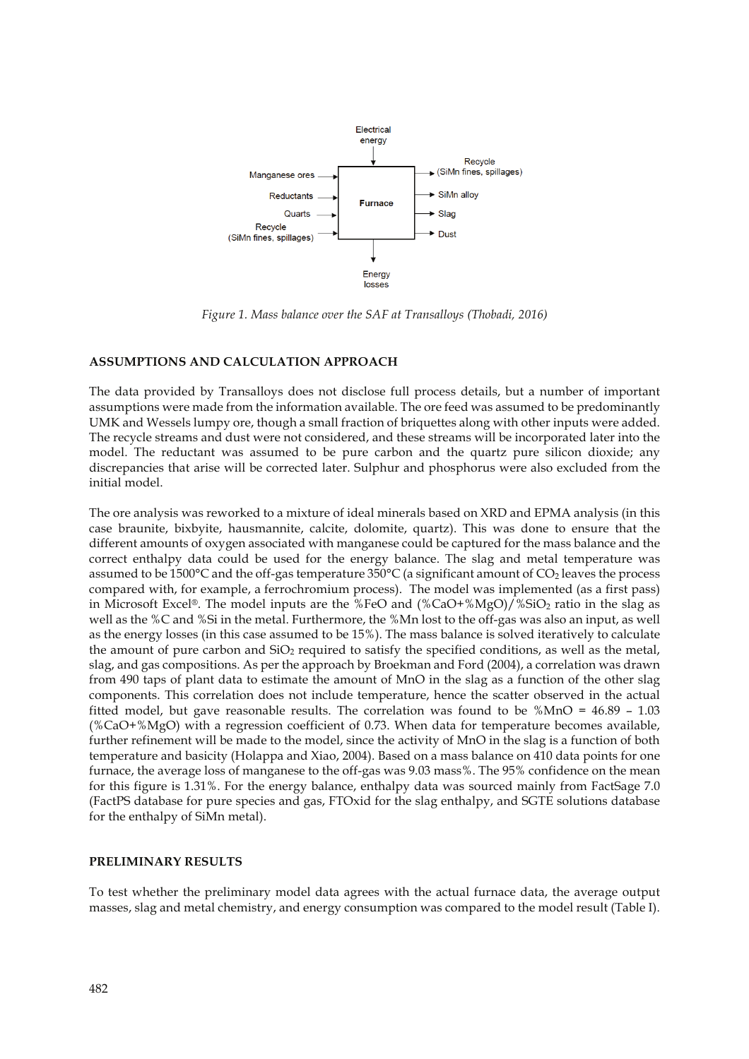Figure 1. Mass balance over the SAF at Transalloys (Thobadi, 2016)

## ASSUMPTIONS AND CALCULATION APPROACH

The data provided by Transalloys does not disclose full process details, but a number of important assumptions were made from the information available. The ore feed was assumed to be predominantly UMK and Wessels lumpy ore, though a small fraction of briquettes along with other inputs were added. The recycle streams and dust were not considered, and these streams will be incorporated later into the model. The reductant was assumed to be pure carbon and the quartz pure silicon dioxide; any discrepancies that arise will be corrected later. Sulphur and phosphorus were also excluded from the initial model.

The ore analysis was reworked to a mixture of ideal minerals based on XRD and EPMA analysis (in this case braunite, bixbyite, hausmannite, calcite, dolomite, quartz). This was done to ensure that the different amounts of oxygen associated with manganese could be captured for the mass balance and the correct enthalpy data could be used for the energy balance. The slag and metal temperature was assumed to be 1500°C and the off-gas temperature 350°C (a significant amount of $CO_2$ leaves the process compared with, for example, a ferrochromium process). The model was implemented (as a first pass) in Microsoft Excel®. The model inputs are the %FeO and (%CaO+%MgO)/%$SiO_2$ ratio in the slag as well as the %C and %Si in the metal. Furthermore, the %Mn lost to the off-gas was also an input, as well as the energy losses (in this case assumed to be 15%). The mass balance is solved iteratively to calculate the amount of pure carbon and $SiO_2$ required to satisfy the specified conditions, as well as the metal, slag, and gas compositions. As per the approach by Broekman and Ford (2004), a correlation was drawn from 490 taps of plant data to estimate the amount of MnO in the slag as a function of the other slag components. This correlation does not include temperature, hence the scatter observed in the actual fitted model, but gave reasonable results. The correlation was found to be %MnO = 46.89 – 1.03 (%CaO+%MgO) with a regression coefficient of 0.73. When data for temperature becomes available, further refinement will be made to the model, since the activity of MnO in the slag is a function of both temperature and basicity (Holappa and Xiao, 2004). Based on a mass balance on 410 data points for one furnace, the average loss of manganese to the off-gas was 9.03 mass%. The 95% confidence on the mean for this figure is 1.31%. For the energy balance, enthalpy data was sourced mainly from FactSage 7.0 (FactPS database for pure species and gas, FTOxid for the slag enthalpy, and SGTE solutions database for the enthalpy of SiMn metal).

## PRELIMINARY RESULTS

To test whether the preliminary model data agrees with the actual furnace data, the average output masses, slag and metal chemistry, and energy consumption was compared to the model result (Table I).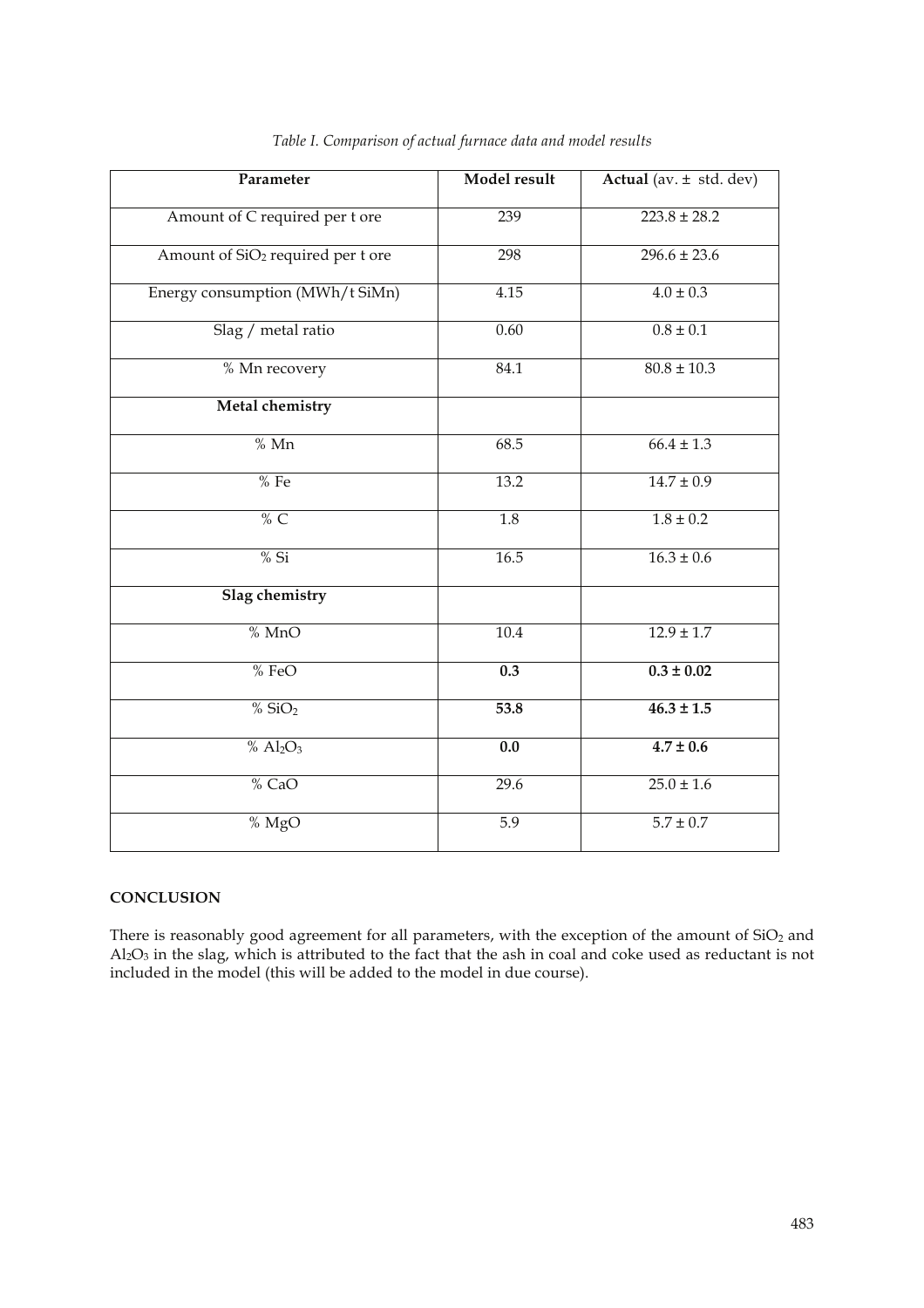*Table I. Comparison of actual furnace data and model results*

| **Parameter** | **Model result** | **Actual** (av. ± std. dev) |
|---|---|---|
| Amount of C required per t ore | 239 | 223.8 ± 28.2 |
| Amount of $SiO_2$ required per t ore | 298 | 296.6 ± 23.6 |
| Energy consumption (MWh/t SiMn) | 4.15 | 4.0 ± 0.3 |
| Slag / metal ratio | 0.60 | 0.8 ± 0.1 |
| % Mn recovery | 84.1 | 80.8 ± 10.3 |
| **Metal chemistry** | | |
| % Mn | 68.5 | 66.4 ± 1.3 |
| % Fe | 13.2 | 14.7 ± 0.9 |
| % C | 1.8 | 1.8 ± 0.2 |
| % Si | 16.5 | 16.3 ± 0.6 |
| **Slag chemistry** | | |
| % MnO | 10.4 | 12.9 ± 1.7 |
| % FeO | **0.3** | **0.3 ± 0.02** |
| % $SiO_2$ | **53.8** | **46.3 ± 1.5** |
| % $Al_2O_3$ | **0.0** | **4.7 ± 0.6** |
| % CaO | 29.6 | 25.0 ± 1.6 |
| % MgO | 5.9 | 5.7 ± 0.7 |

## CONCLUSION

There is reasonably good agreement for all parameters, with the exception of the amount of $SiO_2$ and $Al_2O_3$ in the slag, which is attributed to the fact that the ash in coal and coke used as reductant is not included in the model (this will be added to the model in due course).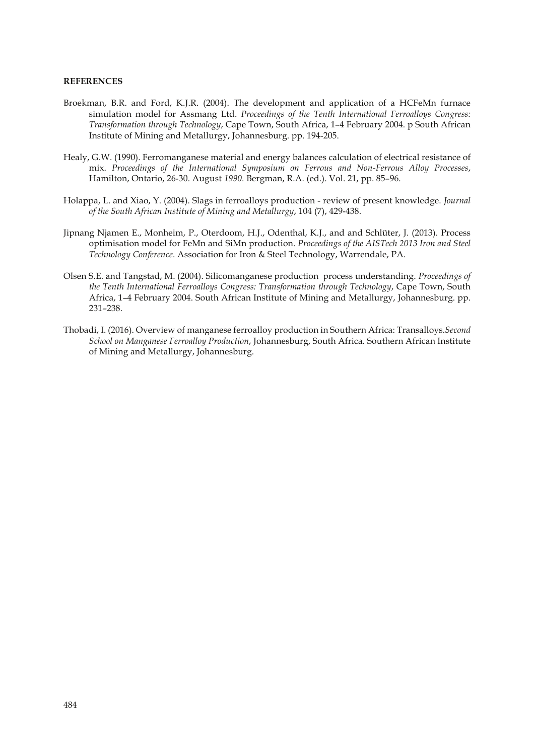**REFERENCES**

Broekman, B.R. and Ford, K.J.R. (2004). The development and application of a HCFeMn furnace simulation model for Assmang Ltd. *Proceedings of the Tenth International Ferroalloys Congress: Transformation through Technology*, Cape Town, South Africa, 1–4 February 2004. p South African Institute of Mining and Metallurgy, Johannesburg. pp. 194-205.

Healy, G.W. (1990). Ferromanganese material and energy balances calculation of electrical resistance of mix. *Proceedings of the International Symposium on Ferrous and Non-Ferrous Alloy Processes*, Hamilton, Ontario, 26-30. August *1990.* Bergman, R.A. (ed.). Vol. 21, pp. 85–96.

Holappa, L. and Xiao, Y. (2004). Slags in ferroalloys production - review of present knowledge. *Journal of the South African Institute of Mining and Metallurgy*, 104 (7), 429-438.

Jipnang Njamen E., Monheim, P., Oterdoom, H.J., Odenthal, K.J., and and Schlüter, J. (2013). Process optimisation model for FeMn and SiMn production. *Proceedings of the AISTech 2013 Iron and Steel Technology Conference*. Association for Iron & Steel Technology, Warrendale, PA.

Olsen S.E. and Tangstad, M. (2004). Silicomanganese production process understanding. *Proceedings of the Tenth International Ferroalloys Congress: Transformation through Technology*, Cape Town, South Africa, 1–4 February 2004. South African Institute of Mining and Metallurgy, Johannesburg. pp. 231–238.

Thobadi, I. (2016). Overview of manganese ferroalloy production in Southern Africa: Transalloys.*Second School on Manganese Ferroalloy Production*, Johannesburg, South Africa. Southern African Institute of Mining and Metallurgy, Johannesburg.